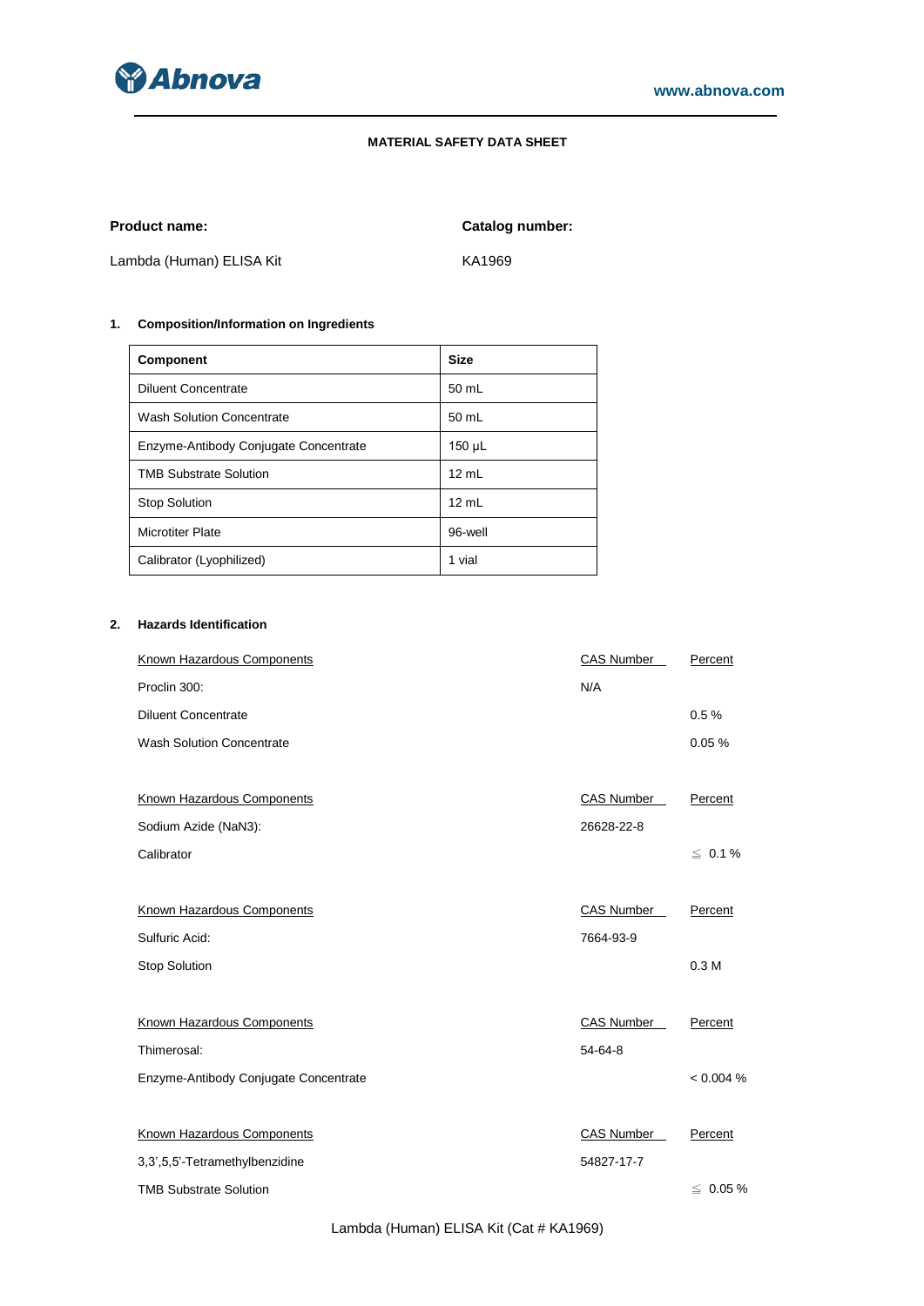# MATERIAL SAFETY DATA SHEET

| **Product name:** | **Catalog number:** |
|---|---|
| Lambda (Human) ELISA Kit | KA1969 |

## 1. Composition/Information on Ingredients

| Component | Size |
|---|---|
| Diluent Concentrate | 50 mL |
| Wash Solution Concentrate | 50 mL |
| Enzyme-Antibody Conjugate Concentrate | 150 µL |
| TMB Substrate Solution | 12 mL |
| Stop Solution | 12 mL |
| Microtiter Plate | 96-well |
| Calibrator (Lyophilized) | 1 vial |

## 2. Hazards Identification

| Known Hazardous Components | CAS Number | Percent |
|---|---|---|
| Proclin 300: | N/A | |
| Diluent Concentrate | | 0.5 % |
| Wash Solution Concentrate | | 0.05 % |

| Known Hazardous Components | CAS Number | Percent |
|---|---|---|
| Sodium Azide ($NaN_3$): | 26628-22-8 | |
| Calibrator | | ≦ 0.1 % |

| Known Hazardous Components | CAS Number | Percent |
|---|---|---|
| Sulfuric Acid: | 7664-93-9 | |
| Stop Solution | | 0.3 M |

| Known Hazardous Components | CAS Number | Percent |
|---|---|---|
| Thimerosal: | 54-64-8 | |
| Enzyme-Antibody Conjugate Concentrate | | < 0.004 % |

| Known Hazardous Components | CAS Number | Percent |
|---|---|---|
| 3,3',5,5'-Tetramethylbenzidine | 54827-17-7 | |
| TMB Substrate Solution | | ≦ 0.05 % |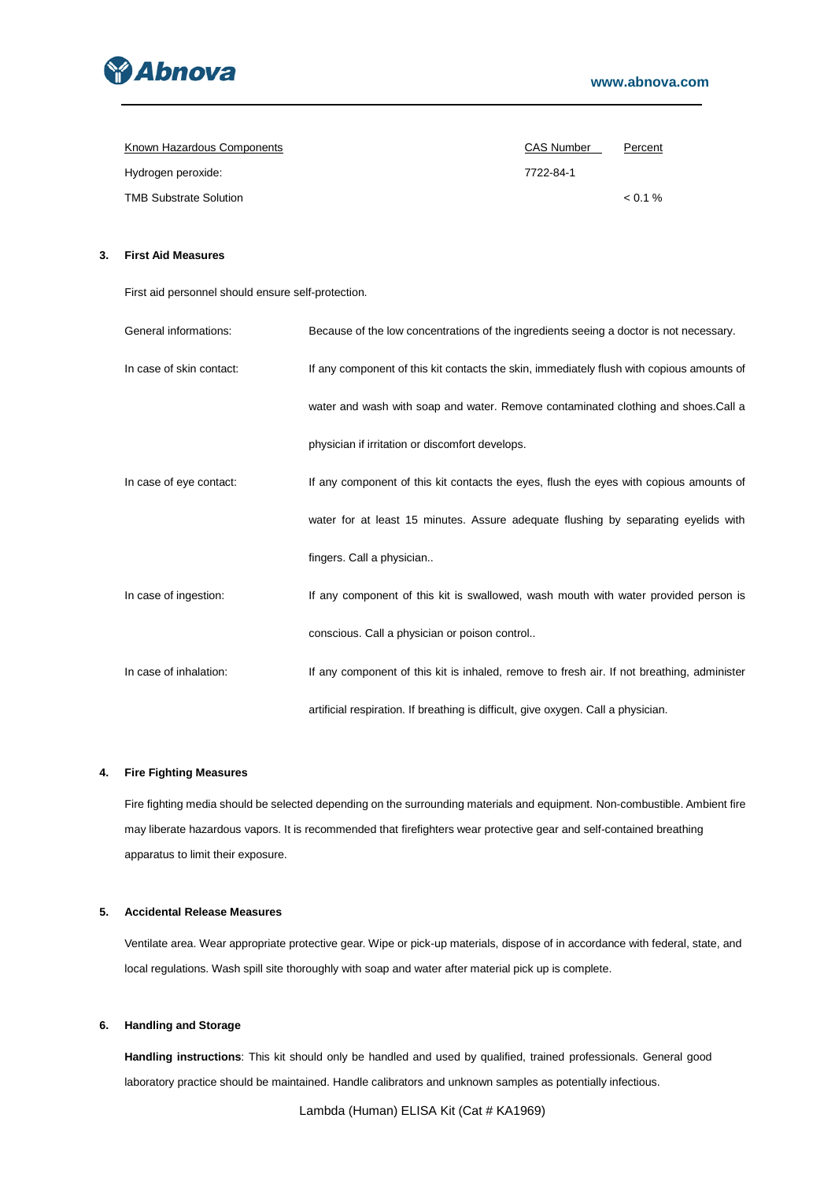| Known Hazardous Components | CAS Number | Percent |
|---|---|---|
| Hydrogen peroxide: | 7722-84-1 | |
| TMB Substrate Solution | | < 0.1 % |

## 3. First Aid Measures

First aid personnel should ensure self-protection.

| | |
|---|---|
| General informations: | Because of the low concentrations of the ingredients seeing a doctor is not necessary. |
| In case of skin contact: | If any component of this kit contacts the skin, immediately flush with copious amounts of water and wash with soap and water. Remove contaminated clothing and shoes.Call a physician if irritation or discomfort develops. |
| In case of eye contact: | If any component of this kit contacts the eyes, flush the eyes with copious amounts of water for at least 15 minutes. Assure adequate flushing by separating eyelids with fingers. Call a physician.. |
| In case of ingestion: | If any component of this kit is swallowed, wash mouth with water provided person is conscious. Call a physician or poison control.. |
| In case of inhalation: | If any component of this kit is inhaled, remove to fresh air. If not breathing, administer artificial respiration. If breathing is difficult, give oxygen. Call a physician. |

## 4. Fire Fighting Measures

Fire fighting media should be selected depending on the surrounding materials and equipment. Non-combustible. Ambient fire may liberate hazardous vapors. It is recommended that firefighters wear protective gear and self-contained breathing apparatus to limit their exposure.

## 5. Accidental Release Measures

Ventilate area. Wear appropriate protective gear. Wipe or pick-up materials, dispose of in accordance with federal, state, and local regulations. Wash spill site thoroughly with soap and water after material pick up is complete.

## 6. Handling and Storage

**Handling instructions**: This kit should only be handled and used by qualified, trained professionals. General good laboratory practice should be maintained. Handle calibrators and unknown samples as potentially infectious.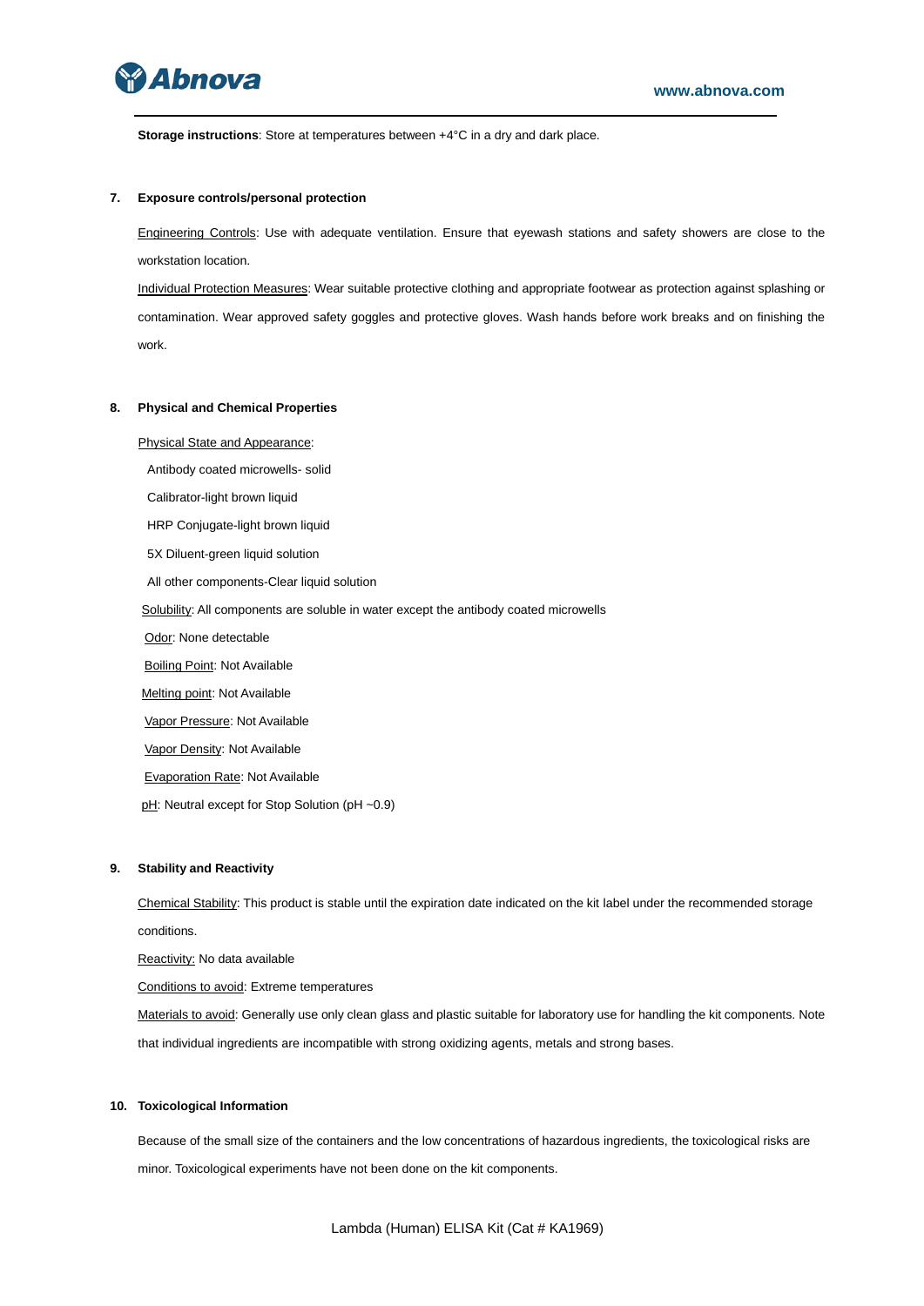**Storage instructions**: Store at temperatures between +4°C in a dry and dark place.

## 7. Exposure controls/personal protection

Engineering Controls: Use with adequate ventilation. Ensure that eyewash stations and safety showers are close to the workstation location.

Individual Protection Measures: Wear suitable protective clothing and appropriate footwear as protection against splashing or contamination. Wear approved safety goggles and protective gloves. Wash hands before work breaks and on finishing the work.

## 8. Physical and Chemical Properties

Physical State and Appearance:

Antibody coated microwells- solid

Calibrator-light brown liquid

HRP Conjugate-light brown liquid

5X Diluent-green liquid solution

All other components-Clear liquid solution

Solubility: All components are soluble in water except the antibody coated microwells

Odor: None detectable

Boiling Point: Not Available

Melting point: Not Available

Vapor Pressure: Not Available

Vapor Density: Not Available

Evaporation Rate: Not Available

pH: Neutral except for Stop Solution (pH ~0.9)

## 9. Stability and Reactivity

Chemical Stability: This product is stable until the expiration date indicated on the kit label under the recommended storage conditions.

Reactivity: No data available

Conditions to avoid: Extreme temperatures

Materials to avoid: Generally use only clean glass and plastic suitable for laboratory use for handling the kit components. Note that individual ingredients are incompatible with strong oxidizing agents, metals and strong bases.

## 10. Toxicological Information

Because of the small size of the containers and the low concentrations of hazardous ingredients, the toxicological risks are minor. Toxicological experiments have not been done on the kit components.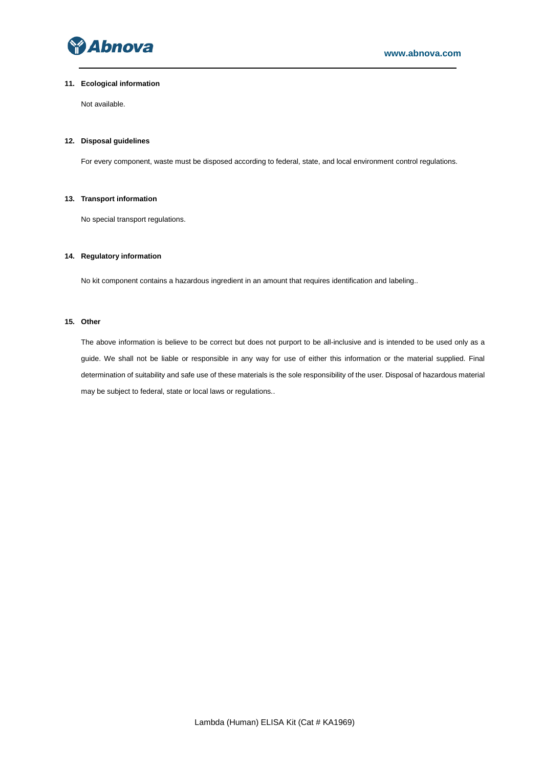## 11. Ecological information

Not available.

## 12. Disposal guidelines

For every component, waste must be disposed according to federal, state, and local environment control regulations.

## 13. Transport information

No special transport regulations.

## 14. Regulatory information

No kit component contains a hazardous ingredient in an amount that requires identification and labeling..

## 15. Other

The above information is believe to be correct but does not purport to be all-inclusive and is intended to be used only as a guide. We shall not be liable or responsible in any way for use of either this information or the material supplied. Final determination of suitability and safe use of these materials is the sole responsibility of the user. Disposal of hazardous material may be subject to federal, state or local laws or regulations..